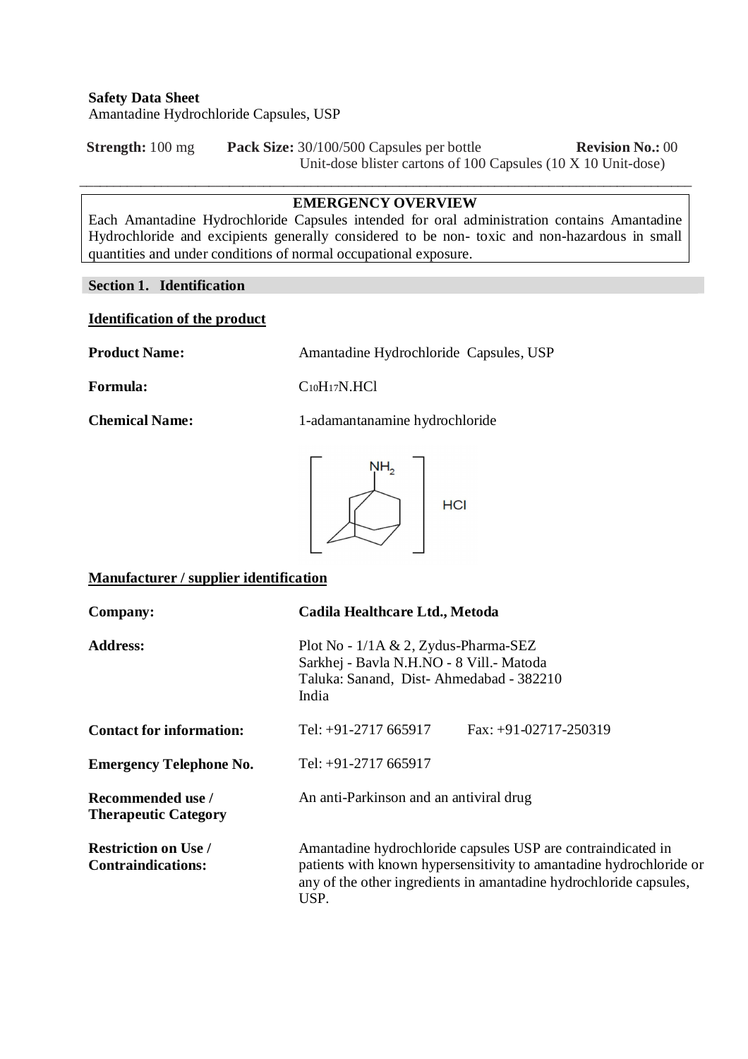**Safety Data Sheet**
Amantadine Hydrochloride Capsules, USP

**Strength:** 100 mg  **Pack Size:** 30/100/500 Capsules per bottle  **Revision No.:** 00
Unit-dose blister cartons of 100 Capsules (10 X 10 Unit-dose)

---

**EMERGENCY OVERVIEW**

Each Amantadine Hydrochloride Capsules intended for oral administration contains Amantadine Hydrochloride and excipients generally considered to be non- toxic and non-hazardous in small quantities and under conditions of normal occupational exposure.

## Section 1. Identification

**Identification of the product**

**Product Name:** Amantadine Hydrochloride Capsules, USP

**Formula:** $C_{10}H_{17}N.HCl$

**Chemical Name:** 1-adamantanamine hydrochloride

**Manufacturer / supplier identification**

**Company:** **Cadila Healthcare Ltd., Metoda**

**Address:** Plot No - 1/1A & 2, Zydus-Pharma-SEZ
Sarkhej - Bavla N.H.NO - 8 Vill.- Matoda
Taluka: Sanand, Dist- Ahmedabad - 382210
India

**Contact for information:** Tel: +91-2717 665917  Fax: +91-02717-250319

**Emergency Telephone No.** Tel: +91-2717 665917

**Recommended use / Therapeutic Category** An anti-Parkinson and an antiviral drug

**Restriction on Use / Contraindications:** Amantadine hydrochloride capsules USP are contraindicated in patients with known hypersensitivity to amantadine hydrochloride or any of the other ingredients in amantadine hydrochloride capsules, USP.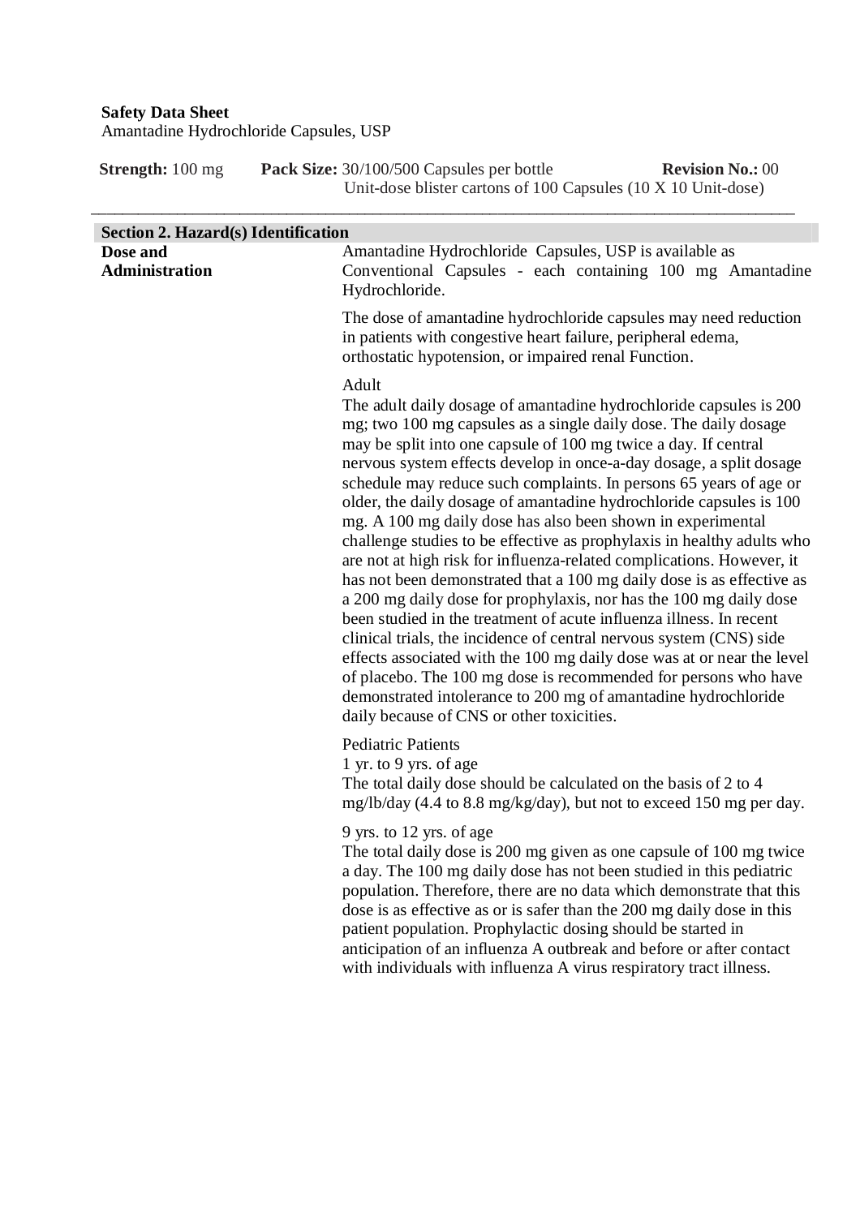**Safety Data Sheet**
Amantadine Hydrochloride Capsules, USP

**Strength:** 100 mg **Pack Size:** 30/100/500 Capsules per bottle
Unit-dose blister cartons of 100 Capsules (10 X 10 Unit-dose) **Revision No.:** 00

## Section 2. Hazard(s) Identification

**Dose and Administration**

Amantadine Hydrochloride Capsules, USP is available as Conventional Capsules - each containing 100 mg Amantadine Hydrochloride.

The dose of amantadine hydrochloride capsules may need reduction in patients with congestive heart failure, peripheral edema, orthostatic hypotension, or impaired renal Function.

Adult
The adult daily dosage of amantadine hydrochloride capsules is 200 mg; two 100 mg capsules as a single daily dose. The daily dosage may be split into one capsule of 100 mg twice a day. If central nervous system effects develop in once-a-day dosage, a split dosage schedule may reduce such complaints. In persons 65 years of age or older, the daily dosage of amantadine hydrochloride capsules is 100 mg. A 100 mg daily dose has also been shown in experimental challenge studies to be effective as prophylaxis in healthy adults who are not at high risk for influenza-related complications. However, it has not been demonstrated that a 100 mg daily dose is as effective as a 200 mg daily dose for prophylaxis, nor has the 100 mg daily dose been studied in the treatment of acute influenza illness. In recent clinical trials, the incidence of central nervous system (CNS) side effects associated with the 100 mg daily dose was at or near the level of placebo. The 100 mg dose is recommended for persons who have demonstrated intolerance to 200 mg of amantadine hydrochloride daily because of CNS or other toxicities.

Pediatric Patients
1 yr. to 9 yrs. of age
The total daily dose should be calculated on the basis of 2 to 4 mg/lb/day (4.4 to 8.8 mg/kg/day), but not to exceed 150 mg per day.

9 yrs. to 12 yrs. of age
The total daily dose is 200 mg given as one capsule of 100 mg twice a day. The 100 mg daily dose has not been studied in this pediatric population. Therefore, there are no data which demonstrate that this dose is as effective as or is safer than the 200 mg daily dose in this patient population. Prophylactic dosing should be started in anticipation of an influenza A outbreak and before or after contact with individuals with influenza A virus respiratory tract illness.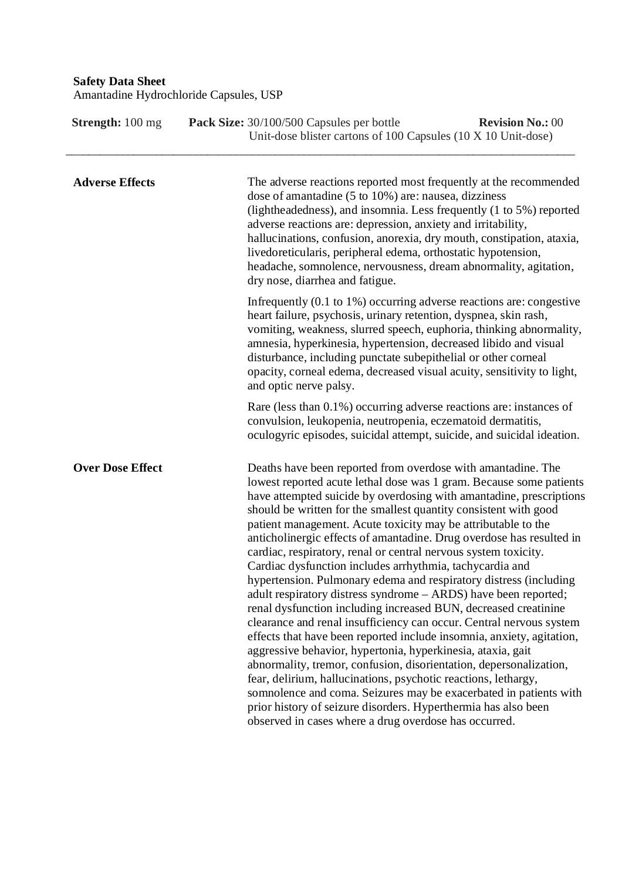**Safety Data Sheet**
Amantadine Hydrochloride Capsules, USP

| **Strength:** 100 mg | **Pack Size:** 30/100/500 Capsules per bottle<br>Unit-dose blister cartons of 100 Capsules (10 X 10 Unit-dose) | **Revision No.:** 00 |
|---|---|---|

---

| | |
|---|---|
| **Adverse Effects** | The adverse reactions reported most frequently at the recommended dose of amantadine (5 to 10%) are: nausea, dizziness (lightheadedness), and insomnia. Less frequently (1 to 5%) reported adverse reactions are: depression, anxiety and irritability, hallucinations, confusion, anorexia, dry mouth, constipation, ataxia, livedoreticularis, peripheral edema, orthostatic hypotension, headache, somnolence, nervousness, dream abnormality, agitation, dry nose, diarrhea and fatigue.<br><br>Infrequently (0.1 to 1%) occurring adverse reactions are: congestive heart failure, psychosis, urinary retention, dyspnea, skin rash, vomiting, weakness, slurred speech, euphoria, thinking abnormality, amnesia, hyperkinesia, hypertension, decreased libido and visual disturbance, including punctate subepithelial or other corneal opacity, corneal edema, decreased visual acuity, sensitivity to light, and optic nerve palsy.<br><br>Rare (less than 0.1%) occurring adverse reactions are: instances of convulsion, leukopenia, neutropenia, eczematoid dermatitis, oculogyric episodes, suicidal attempt, suicide, and suicidal ideation. |
| **Over Dose Effect** | Deaths have been reported from overdose with amantadine. The lowest reported acute lethal dose was 1 gram. Because some patients have attempted suicide by overdosing with amantadine, prescriptions should be written for the smallest quantity consistent with good patient management. Acute toxicity may be attributable to the anticholinergic effects of amantadine. Drug overdose has resulted in cardiac, respiratory, renal or central nervous system toxicity. Cardiac dysfunction includes arrhythmia, tachycardia and hypertension. Pulmonary edema and respiratory distress (including adult respiratory distress syndrome – ARDS) have been reported; renal dysfunction including increased BUN, decreased creatinine clearance and renal insufficiency can occur. Central nervous system effects that have been reported include insomnia, anxiety, agitation, aggressive behavior, hypertonia, hyperkinesia, ataxia, gait abnormality, tremor, confusion, disorientation, depersonalization, fear, delirium, hallucinations, psychotic reactions, lethargy, somnolence and coma. Seizures may be exacerbated in patients with prior history of seizure disorders. Hyperthermia has also been observed in cases where a drug overdose has occurred. |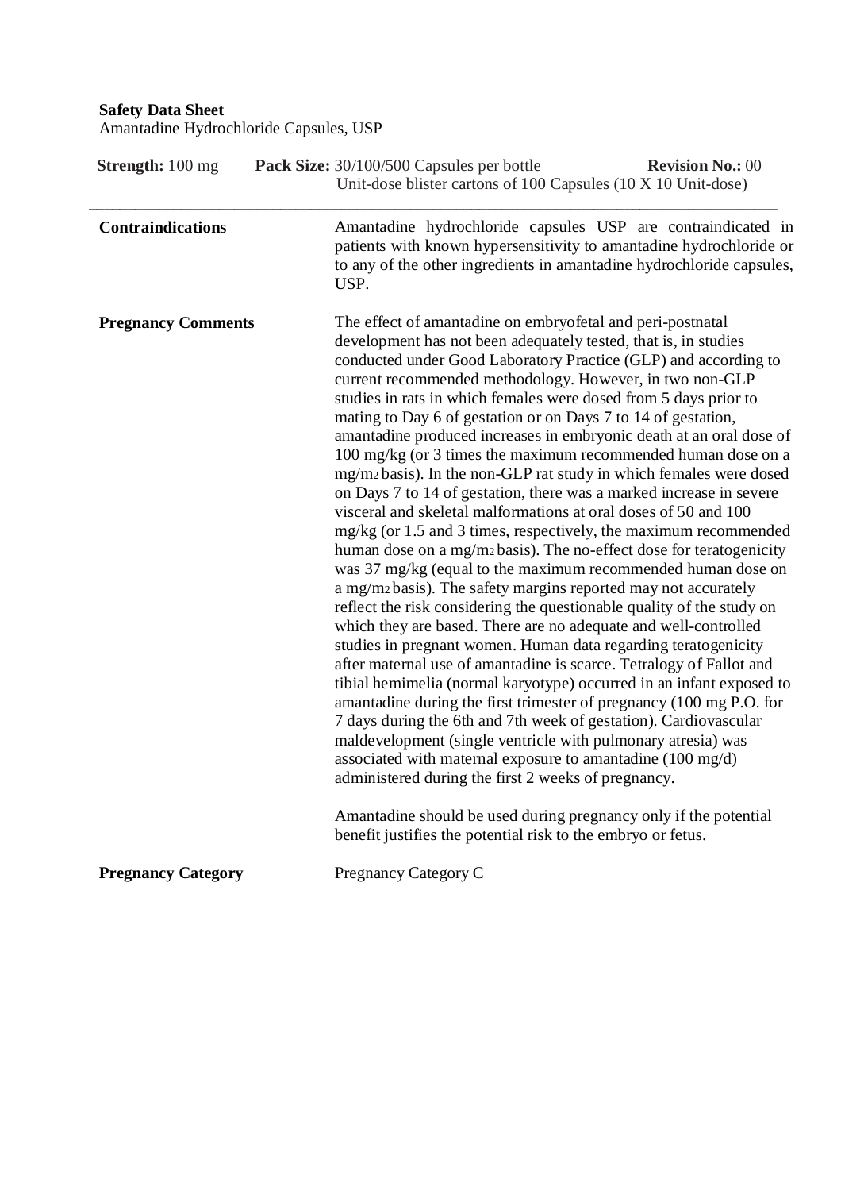**Safety Data Sheet**
Amantadine Hydrochloride Capsules, USP

| **Strength:** 100 mg | **Pack Size:** 30/100/500 Capsules per bottle<br>Unit-dose blister cartons of 100 Capsules (10 X 10 Unit-dose) | **Revision No.:** 00 |
|---|---|---|

| | |
|---|---|
| **Contraindications** | Amantadine hydrochloride capsules USP are contraindicated in patients with known hypersensitivity to amantadine hydrochloride or to any of the other ingredients in amantadine hydrochloride capsules, USP. |
| **Pregnancy Comments** | The effect of amantadine on embryofetal and peri-postnatal development has not been adequately tested, that is, in studies conducted under Good Laboratory Practice (GLP) and according to current recommended methodology. However, in two non-GLP studies in rats in which females were dosed from 5 days prior to mating to Day 6 of gestation or on Days 7 to 14 of gestation, amantadine produced increases in embryonic death at an oral dose of 100 mg/kg (or 3 times the maximum recommended human dose on a $mg/m_2$ basis). In the non-GLP rat study in which females were dosed on Days 7 to 14 of gestation, there was a marked increase in severe visceral and skeletal malformations at oral doses of 50 and 100 mg/kg (or 1.5 and 3 times, respectively, the maximum recommended human dose on a $mg/m_2$ basis). The no-effect dose for teratogenicity was 37 mg/kg (equal to the maximum recommended human dose on a $mg/m_2$ basis). The safety margins reported may not accurately reflect the risk considering the questionable quality of the study on which they are based. There are no adequate and well-controlled studies in pregnant women. Human data regarding teratogenicity after maternal use of amantadine is scarce. Tetralogy of Fallot and tibial hemimelia (normal karyotype) occurred in an infant exposed to amantadine during the first trimester of pregnancy (100 mg P.O. for 7 days during the 6th and 7th week of gestation). Cardiovascular maldevelopment (single ventricle with pulmonary atresia) was associated with maternal exposure to amantadine (100 mg/d) administered during the first 2 weeks of pregnancy.<br><br>Amantadine should be used during pregnancy only if the potential benefit justifies the potential risk to the embryo or fetus. |
| **Pregnancy Category** | Pregnancy Category C |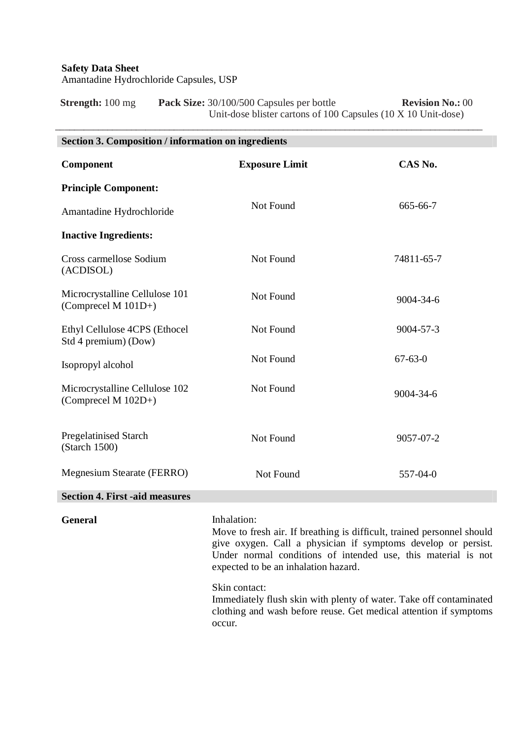**Safety Data Sheet**
Amantadine Hydrochloride Capsules, USP

**Strength:** 100 mg **Pack Size:** 30/100/500 Capsules per bottle **Revision No.:** 00
Unit-dose blister cartons of 100 Capsules (10 X 10 Unit-dose)

## Section 3. Composition / information on ingredients

| Component | Exposure Limit | CAS No. |
|---|---|---|
| **Principle Component:** | | |
| Amantadine Hydrochloride | Not Found | 665-66-7 |
| **Inactive Ingredients:** | | |
| Cross carmellose Sodium (ACDISOL) | Not Found | 74811-65-7 |
| Microcrystalline Cellulose 101 (Comprecel M 101D+) | Not Found | 9004-34-6 |
| Ethyl Cellulose 4CPS (Ethocel Std 4 premium) (Dow) | Not Found | 9004-57-3 |
| Isopropyl alcohol | Not Found | 67-63-0 |
| Microcrystalline Cellulose 102 (Comprecel M 102D+) | Not Found | 9004-34-6 |
| Pregelatinised Starch (Starch 1500) | Not Found | 9057-07-2 |
| Megnesium Stearate (FERRO) | Not Found | 557-04-0 |

## Section 4. First -aid measures

**General**

Inhalation:
Move to fresh air. If breathing is difficult, trained personnel should give oxygen. Call a physician if symptoms develop or persist. Under normal conditions of intended use, this material is not expected to be an inhalation hazard.

Skin contact:
Immediately flush skin with plenty of water. Take off contaminated clothing and wash before reuse. Get medical attention if symptoms occur.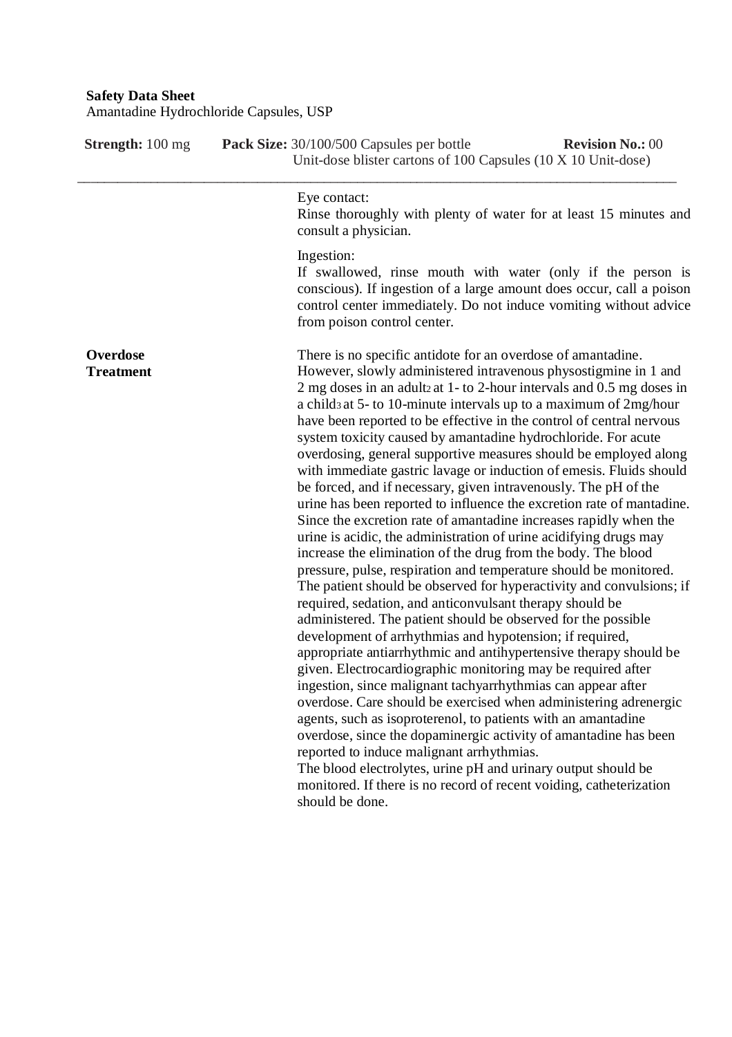Eye contact:
Rinse thoroughly with plenty of water for at least 15 minutes and consult a physician.

Ingestion:
If swallowed, rinse mouth with water (only if the person is conscious). If ingestion of a large amount does occur, call a poison control center immediately. Do not induce vomiting without advice from poison control center.

**Overdose Treatment**

There is no specific antidote for an overdose of amantadine. However, slowly administered intravenous physostigmine in 1 and 2 mg doses in an adult[2] at 1- to 2-hour intervals and 0.5 mg doses in a child[3] at 5- to 10-minute intervals up to a maximum of 2mg/hour have been reported to be effective in the control of central nervous system toxicity caused by amantadine hydrochloride. For acute overdosing, general supportive measures should be employed along with immediate gastric lavage or induction of emesis. Fluids should be forced, and if necessary, given intravenously. The pH of the urine has been reported to influence the excretion rate of mantadine. Since the excretion rate of amantadine increases rapidly when the urine is acidic, the administration of urine acidifying drugs may increase the elimination of the drug from the body. The blood pressure, pulse, respiration and temperature should be monitored. The patient should be observed for hyperactivity and convulsions; if required, sedation, and anticonvulsant therapy should be administered. The patient should be observed for the possible development of arrhythmias and hypotension; if required, appropriate antiarrhythmic and antihypertensive therapy should be given. Electrocardiographic monitoring may be required after ingestion, since malignant tachyarrhythmias can appear after overdose. Care should be exercised when administering adrenergic agents, such as isoproterenol, to patients with an amantadine overdose, since the dopaminergic activity of amantadine has been reported to induce malignant arrhythmias.
The blood electrolytes, urine pH and urinary output should be monitored. If there is no record of recent voiding, catheterization should be done.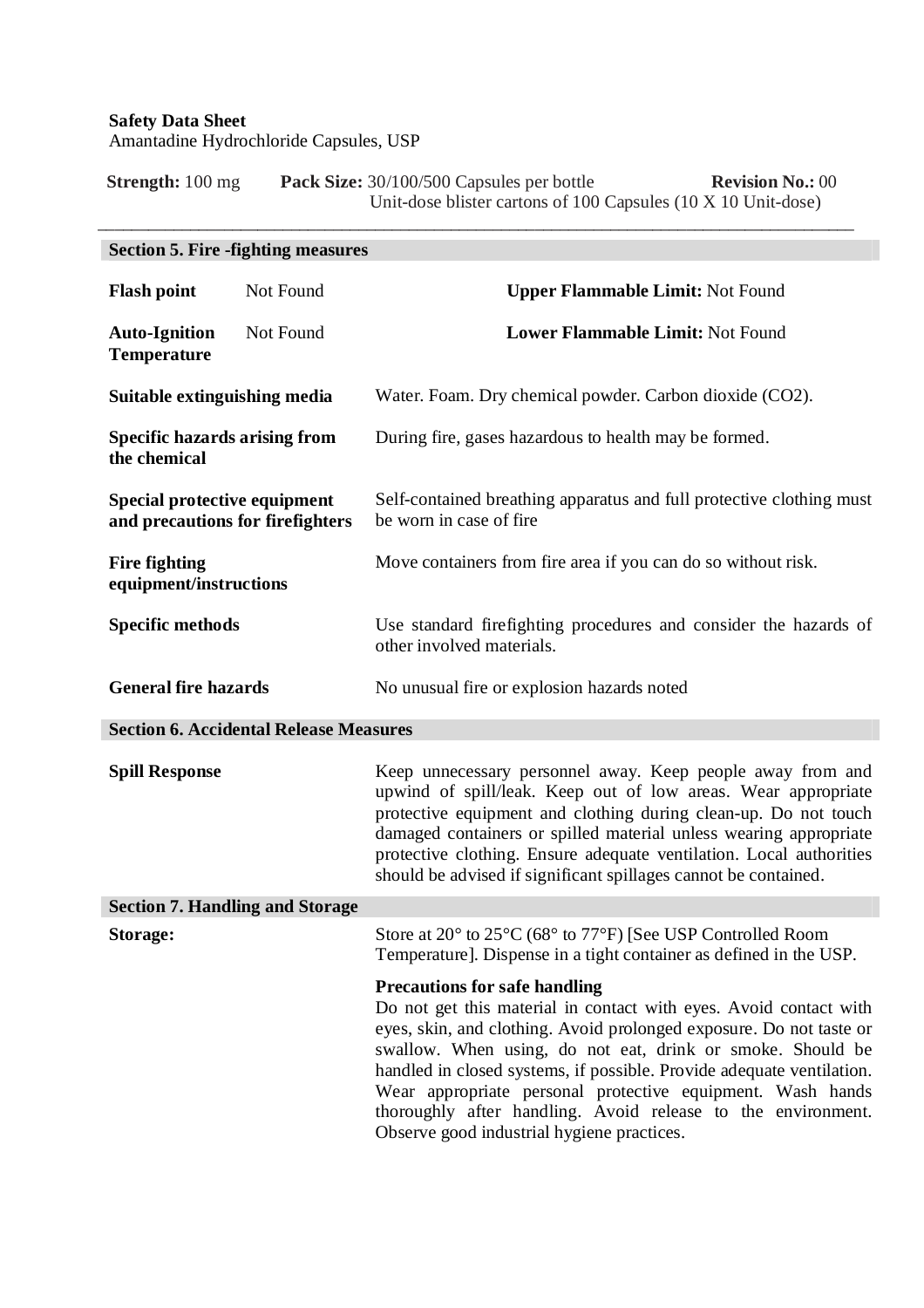**Safety Data Sheet**
Amantadine Hydrochloride Capsules, USP

**Strength:** 100 mg **Pack Size:** 30/100/500 Capsules per bottle
Unit-dose blister cartons of 100 Capsules (10 X 10 Unit-dose) **Revision No.:** 00

## Section 5. Fire -fighting measures

| | | | |
|---|---|---|---|
| **Flash point** | Not Found | **Upper Flammable Limit:** Not Found | |
| **Auto-Ignition Temperature** | Not Found | **Lower Flammable Limit:** Not Found | |

| | |
|---|---|
| **Suitable extinguishing media** | Water. Foam. Dry chemical powder. Carbon dioxide ($CO_2$). |
| **Specific hazards arising from the chemical** | During fire, gases hazardous to health may be formed. |
| **Special protective equipment and precautions for firefighters** | Self-contained breathing apparatus and full protective clothing must be worn in case of fire |
| **Fire fighting equipment/instructions** | Move containers from fire area if you can do so without risk. |
| **Specific methods** | Use standard firefighting procedures and consider the hazards of other involved materials. |
| **General fire hazards** | No unusual fire or explosion hazards noted |

## Section 6. Accidental Release Measures

| | |
|---|---|
| **Spill Response** | Keep unnecessary personnel away. Keep people away from and upwind of spill/leak. Keep out of low areas. Wear appropriate protective equipment and clothing during clean-up. Do not touch damaged containers or spilled material unless wearing appropriate protective clothing. Ensure adequate ventilation. Local authorities should be advised if significant spillages cannot be contained. |

## Section 7. Handling and Storage

| | |
|---|---|
| **Storage:** | Store at 20° to 25°C (68° to 77°F) [See USP Controlled Room Temperature]. Dispense in a tight container as defined in the USP. |
| | **Precautions for safe handling**<br>Do not get this material in contact with eyes. Avoid contact with eyes, skin, and clothing. Avoid prolonged exposure. Do not taste or swallow. When using, do not eat, drink or smoke. Should be handled in closed systems, if possible. Provide adequate ventilation. Wear appropriate personal protective equipment. Wash hands thoroughly after handling. Avoid release to the environment. Observe good industrial hygiene practices. |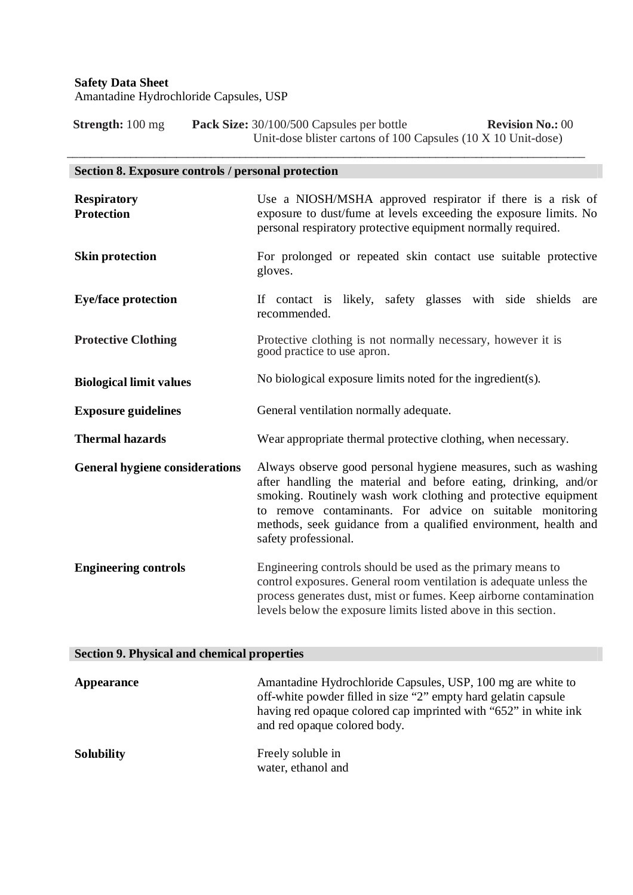**Safety Data Sheet**
Amantadine Hydrochloride Capsules, USP

**Strength:** 100 mg **Pack Size:** 30/100/500 Capsules per bottle
Unit-dose blister cartons of 100 Capsules (10 X 10 Unit-dose) **Revision No.:** 00

## Section 8. Exposure controls / personal protection

| | |
|---|---|
| **Respiratory Protection** | Use a NIOSH/MSHA approved respirator if there is a risk of exposure to dust/fume at levels exceeding the exposure limits. No personal respiratory protective equipment normally required. |
| **Skin protection** | For prolonged or repeated skin contact use suitable protective gloves. |
| **Eye/face protection** | If contact is likely, safety glasses with side shields are recommended. |
| **Protective Clothing** | Protective clothing is not normally necessary, however it is good practice to use apron. |
| **Biological limit values** | No biological exposure limits noted for the ingredient(s). |
| **Exposure guidelines** | General ventilation normally adequate. |
| **Thermal hazards** | Wear appropriate thermal protective clothing, when necessary. |
| **General hygiene considerations** | Always observe good personal hygiene measures, such as washing after handling the material and before eating, drinking, and/or smoking. Routinely wash work clothing and protective equipment to remove contaminants. For advice on suitable monitoring methods, seek guidance from a qualified environment, health and safety professional. |
| **Engineering controls** | Engineering controls should be used as the primary means to control exposures. General room ventilation is adequate unless the process generates dust, mist or fumes. Keep airborne contamination levels below the exposure limits listed above in this section. |

## Section 9. Physical and chemical properties

| | |
|---|---|
| **Appearance** | Amantadine Hydrochloride Capsules, USP, 100 mg are white to off-white powder filled in size "2" empty hard gelatin capsule having red opaque colored cap imprinted with "652" in white ink and red opaque colored body. |
| **Solubility** | Freely soluble in water, ethanol and |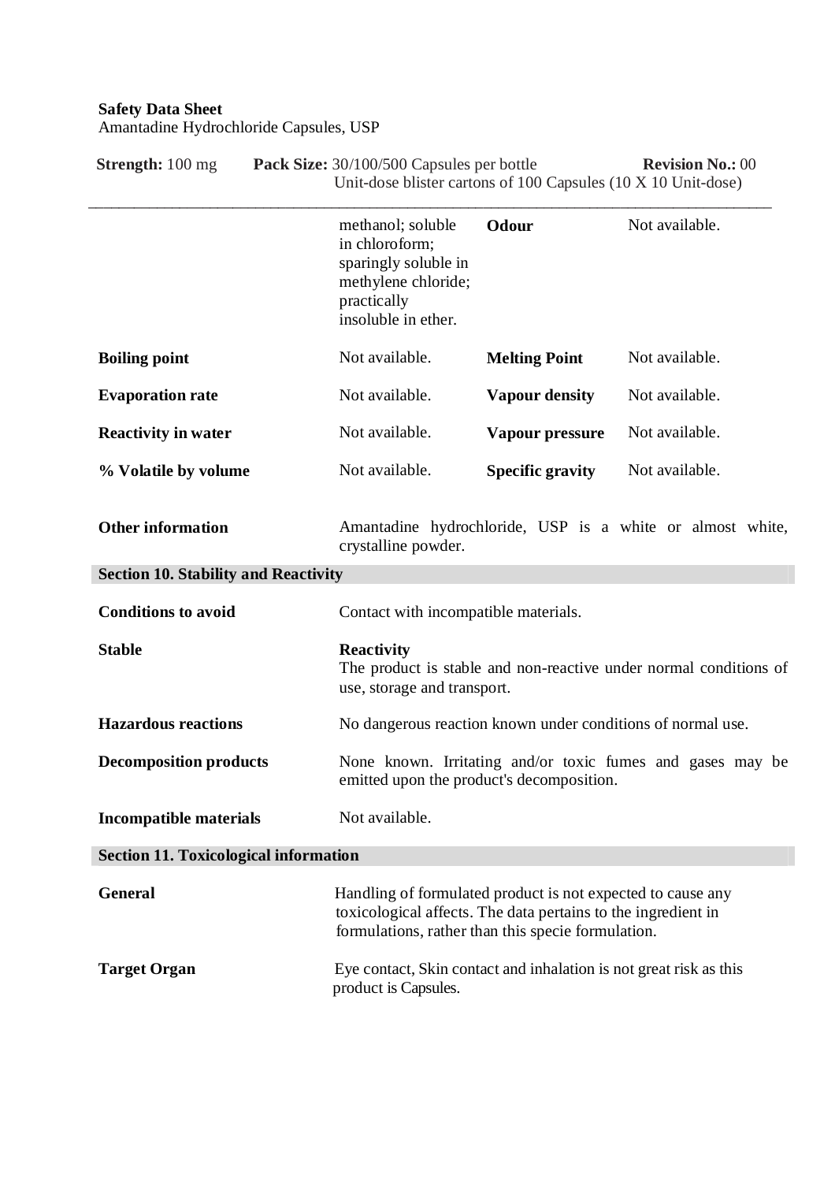| | | | |
|---|---|---|---|
| | methanol; soluble in chloroform; sparingly soluble in methylene chloride; practically insoluble in ether. | **Odour** | Not available. |
| **Boiling point** | Not available. | **Melting Point** | Not available. |
| **Evaporation rate** | Not available. | **Vapour density** | Not available. |
| **Reactivity in water** | Not available. | **Vapour pressure** | Not available. |
| **% Volatile by volume** | Not available. | **Specific gravity** | Not available. |

**Other information** Amantadine hydrochloride, USP is a white or almost white, crystalline powder.

## Section 10. Stability and Reactivity

**Conditions to avoid** Contact with incompatible materials.

**Stable** **Reactivity**
The product is stable and non-reactive under normal conditions of use, storage and transport.

**Hazardous reactions** No dangerous reaction known under conditions of normal use.

**Decomposition products** None known. Irritating and/or toxic fumes and gases may be emitted upon the product's decomposition.

**Incompatible materials** Not available.

## Section 11. Toxicological information

**General** Handling of formulated product is not expected to cause any toxicological affects. The data pertains to the ingredient in formulations, rather than this specie formulation.

**Target Organ** Eye contact, Skin contact and inhalation is not great risk as this product is Capsules.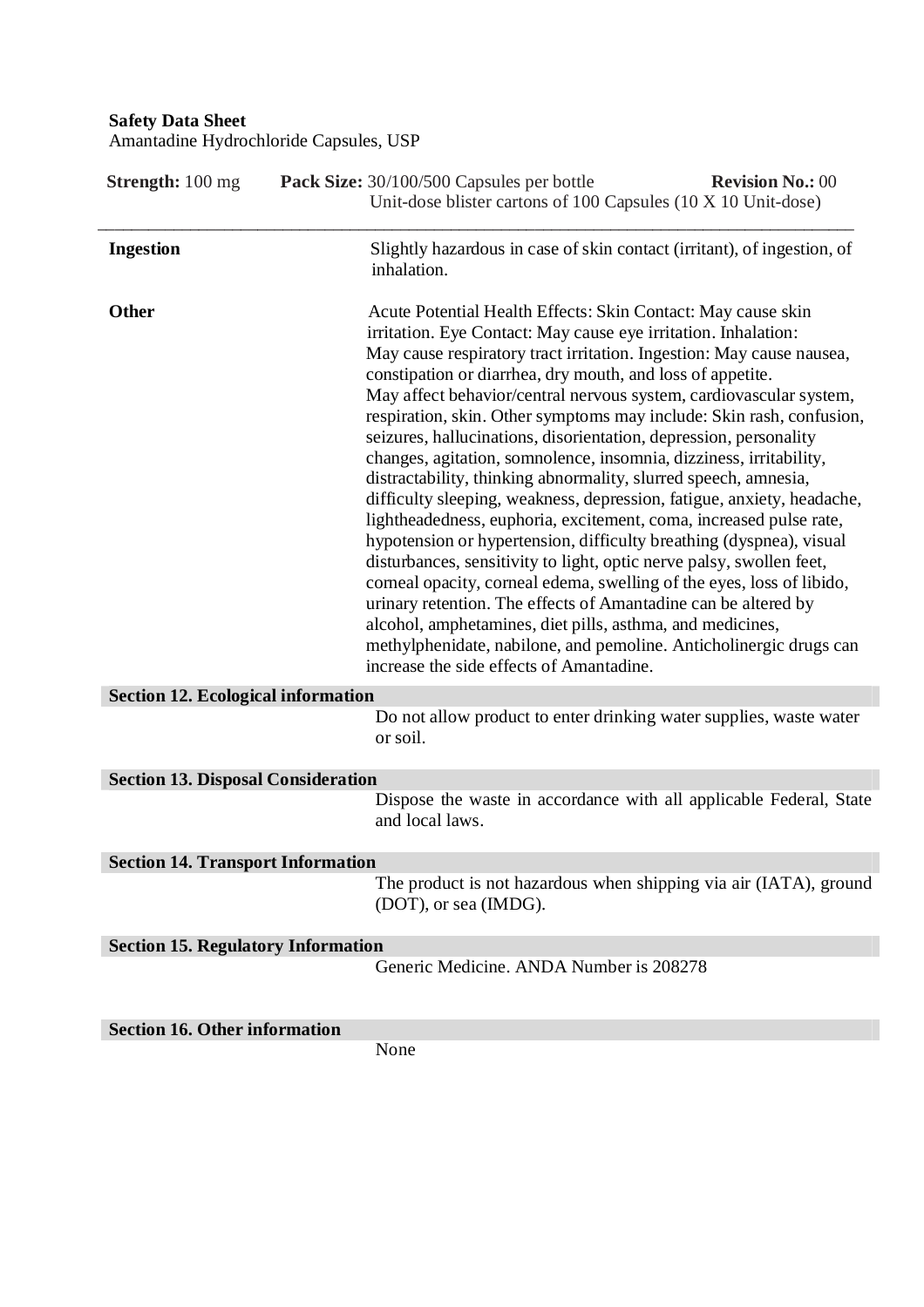**Safety Data Sheet**
Amantadine Hydrochloride Capsules, USP

| **Strength:** 100 mg | **Pack Size:** 30/100/500 Capsules per bottle<br>Unit-dose blister cartons of 100 Capsules (10 X 10 Unit-dose) | **Revision No.:** 00 |
|---|---|---|

| | |
|---|---|
| **Ingestion** | Slightly hazardous in case of skin contact (irritant), of ingestion, of inhalation. |
| **Other** | Acute Potential Health Effects: Skin Contact: May cause skin irritation. Eye Contact: May cause eye irritation. Inhalation: May cause respiratory tract irritation. Ingestion: May cause nausea, constipation or diarrhea, dry mouth, and loss of appetite. May affect behavior/central nervous system, cardiovascular system, respiration, skin. Other symptoms may include: Skin rash, confusion, seizures, hallucinations, disorientation, depression, personality changes, agitation, somnolence, insomnia, dizziness, irritability, distractability, thinking abnormality, slurred speech, amnesia, difficulty sleeping, weakness, depression, fatigue, anxiety, headache, lightheadedness, euphoria, excitement, coma, increased pulse rate, hypotension or hypertension, difficulty breathing (dyspnea), visual disturbances, sensitivity to light, optic nerve palsy, swollen feet, corneal opacity, corneal edema, swelling of the eyes, loss of libido, urinary retention. The effects of Amantadine can be altered by alcohol, amphetamines, diet pills, asthma, and medicines, methylphenidate, nabilone, and pemoline. Anticholinergic drugs can increase the side effects of Amantadine. |

## Section 12. Ecological information

Do not allow product to enter drinking water supplies, waste water or soil.

## Section 13. Disposal Consideration

Dispose the waste in accordance with all applicable Federal, State and local laws.

## Section 14. Transport Information

The product is not hazardous when shipping via air (IATA), ground (DOT), or sea (IMDG).

## Section 15. Regulatory Information

Generic Medicine. ANDA Number is 208278

## Section 16. Other information

None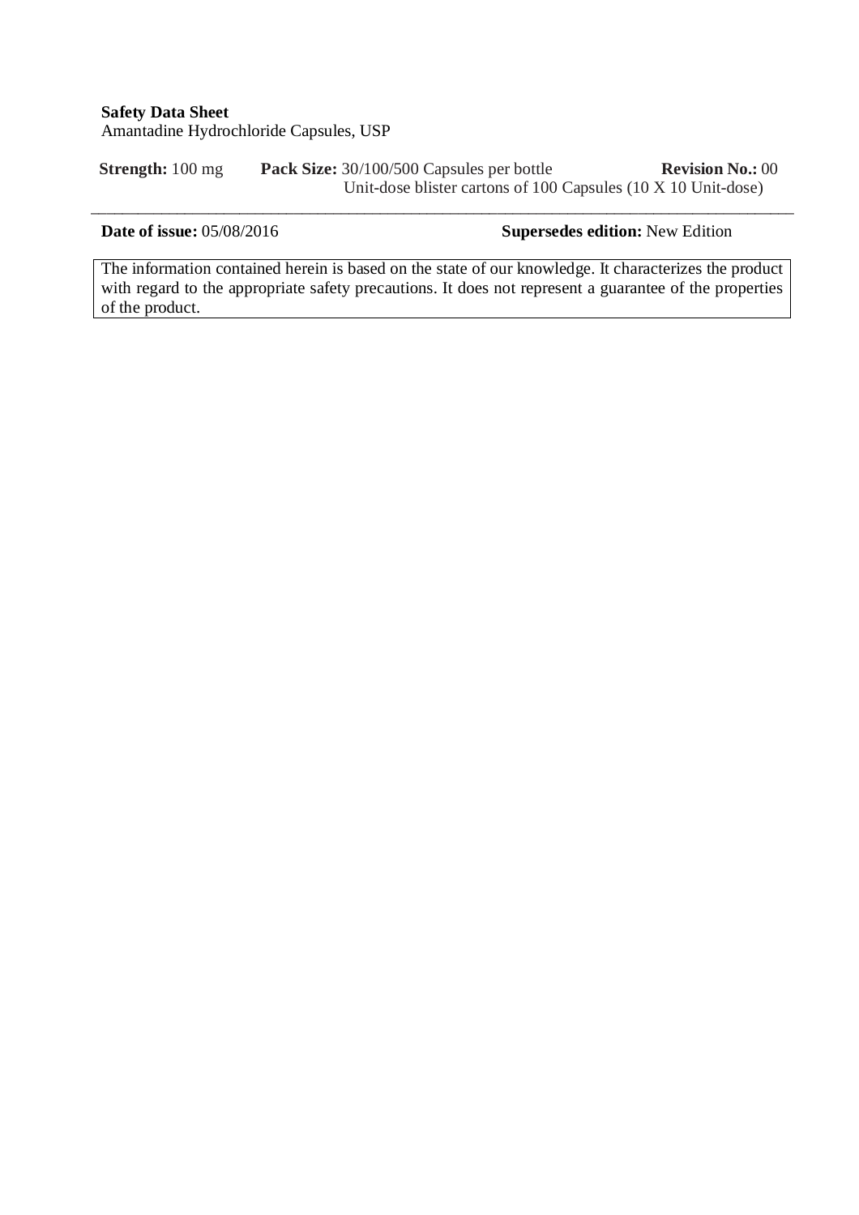**Date of issue:** 05/08/2016 **Supersedes edition:** New Edition

The information contained herein is based on the state of our knowledge. It characterizes the product with regard to the appropriate safety precautions. It does not represent a guarantee of the properties of the product.